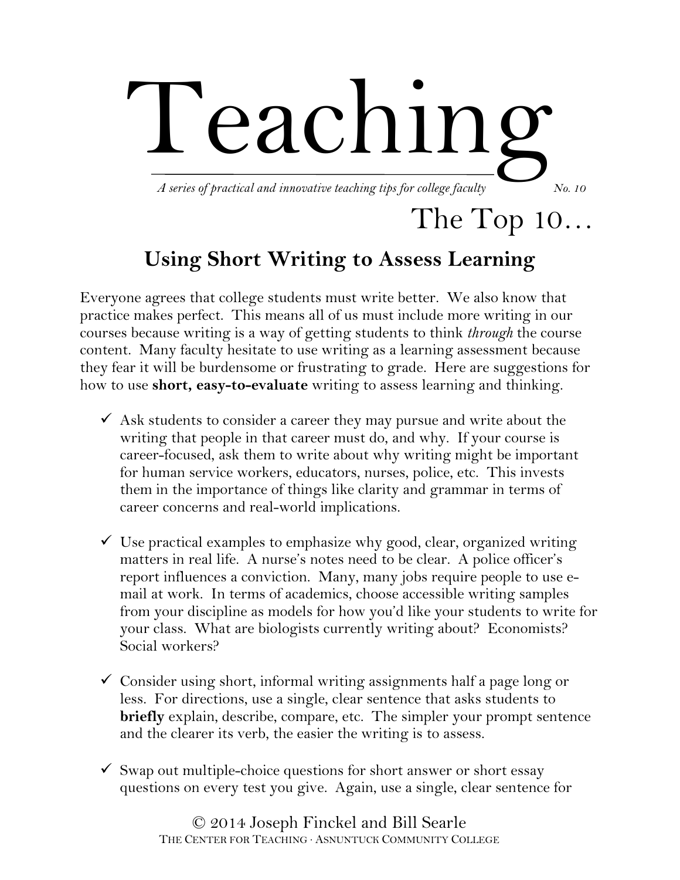# Teaching

*A series of practical and innovative teaching tips for college faculty* No. 10

## The Top 10…

## Using Short Writing to Assess Learning

Everyone agrees that college students must write better. We also know that practice makes perfect. This means all of us must include more writing in our courses because writing is a way of getting students to think *through* the course content. Many faculty hesitate to use writing as a learning assessment because they fear it will be burdensome or frustrating to grade. Here are suggestions for how to use **short, easy-to-evaluate** writing to assess learning and thinking.

- ✓ Ask students to consider a career they may pursue and write about the writing that people in that career must do, and why. If your course is career-focused, ask them to write about why writing might be important for human service workers, educators, nurses, police, etc. This invests them in the importance of things like clarity and grammar in terms of career concerns and real-world implications.

- ✓ Use practical examples to emphasize why good, clear, organized writing matters in real life. A nurse's notes need to be clear. A police officer's report influences a conviction. Many, many jobs require people to use e-mail at work. In terms of academics, choose accessible writing samples from your discipline as models for how you'd like your students to write for your class. What are biologists currently writing about? Economists? Social workers?

- ✓ Consider using short, informal writing assignments half a page long or less. For directions, use a single, clear sentence that asks students to **briefly** explain, describe, compare, etc. The simpler your prompt sentence and the clearer its verb, the easier the writing is to assess.

- ✓ Swap out multiple-choice questions for short answer or short essay questions on every test you give. Again, use a single, clear sentence for

© 2014 Joseph Finckel and Bill Searle
THE CENTER FOR TEACHING · ASNUNTUCK COMMUNITY COLLEGE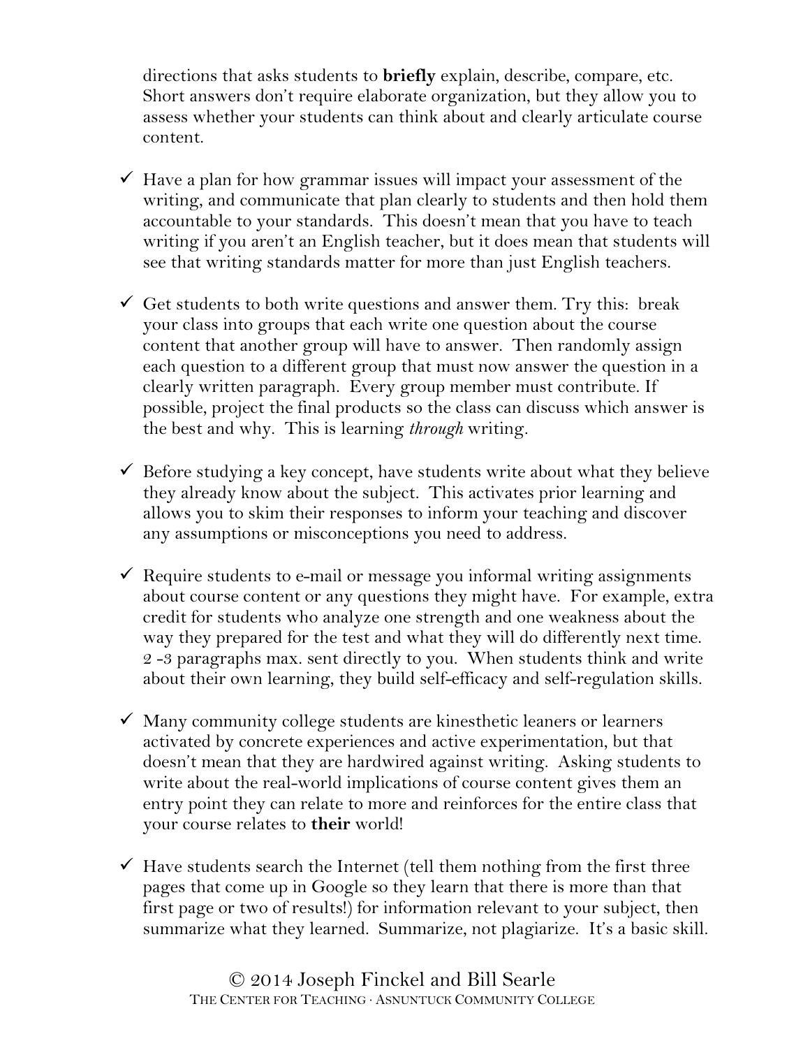directions that asks students to **briefly** explain, describe, compare, etc. Short answers don't require elaborate organization, but they allow you to assess whether your students can think about and clearly articulate course content.

- ✓ Have a plan for how grammar issues will impact your assessment of the writing, and communicate that plan clearly to students and then hold them accountable to your standards. This doesn't mean that you have to teach writing if you aren't an English teacher, but it does mean that students will see that writing standards matter for more than just English teachers.

- ✓ Get students to both write questions and answer them. Try this: break your class into groups that each write one question about the course content that another group will have to answer. Then randomly assign each question to a different group that must now answer the question in a clearly written paragraph. Every group member must contribute. If possible, project the final products so the class can discuss which answer is the best and why. This is learning *through* writing.

- ✓ Before studying a key concept, have students write about what they believe they already know about the subject. This activates prior learning and allows you to skim their responses to inform your teaching and discover any assumptions or misconceptions you need to address.

- ✓ Require students to e-mail or message you informal writing assignments about course content or any questions they might have. For example, extra credit for students who analyze one strength and one weakness about the way they prepared for the test and what they will do differently next time. 2 -3 paragraphs max. sent directly to you. When students think and write about their own learning, they build self-efficacy and self-regulation skills.

- ✓ Many community college students are kinesthetic leaners or learners activated by concrete experiences and active experimentation, but that doesn't mean that they are hardwired against writing. Asking students to write about the real-world implications of course content gives them an entry point they can relate to more and reinforces for the entire class that your course relates to **their** world!

- ✓ Have students search the Internet (tell them nothing from the first three pages that come up in Google so they learn that there is more than that first page or two of results!) for information relevant to your subject, then summarize what they learned. Summarize, not plagiarize. It's a basic skill.

© 2014 Joseph Finckel and Bill Searle
THE CENTER FOR TEACHING · ASNUNTUCK COMMUNITY COLLEGE